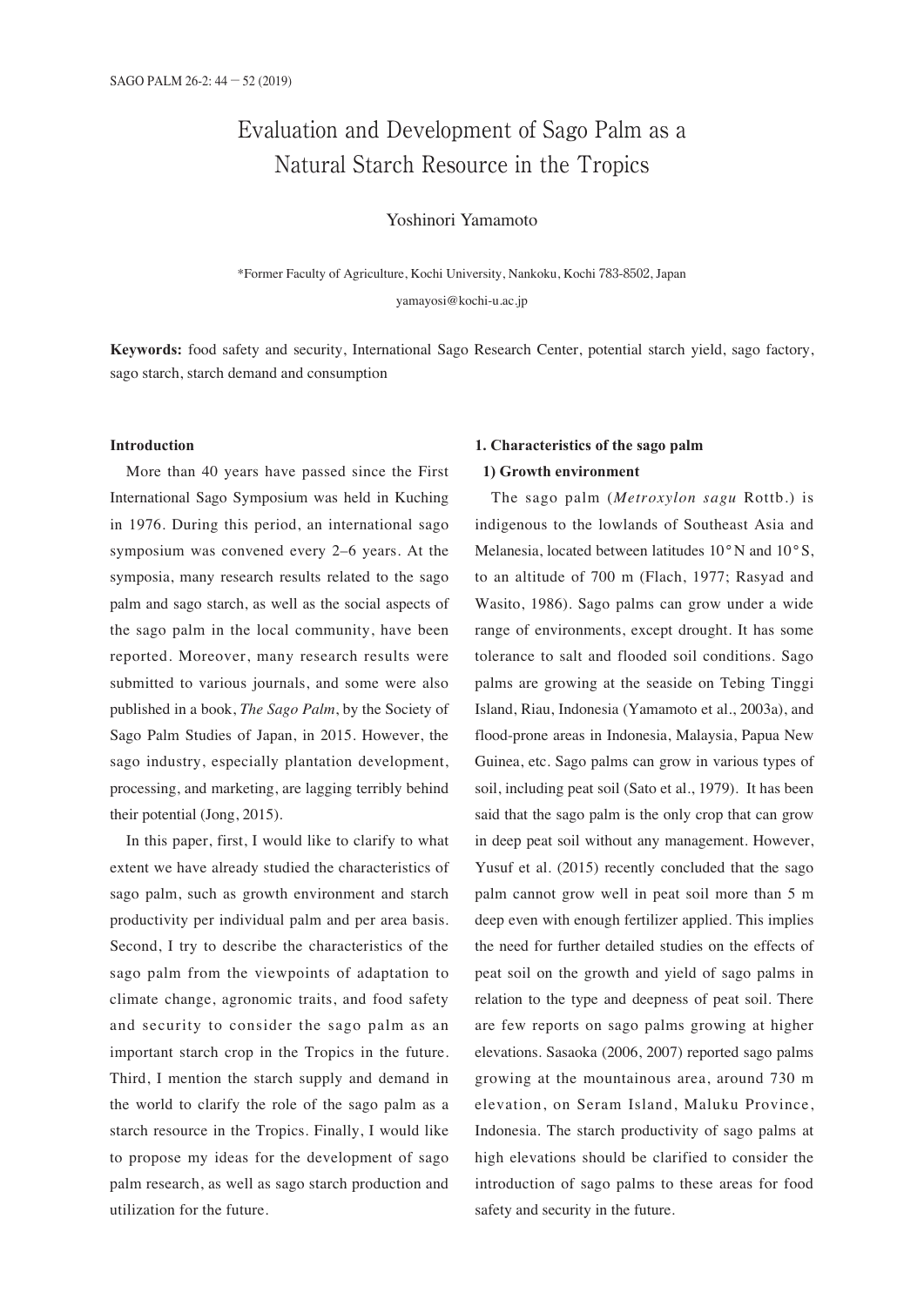# Evaluation and Development of Sago Palm as a Natural Starch Resource in the Tropics

Yoshinori Yamamoto

*Former Faculty of Agriculture, Kochi University, Nankoku, Kochi 783-8502, Japan

yamayosi@kochi-u.ac.jp

**Keywords:** food safety and security, International Sago Research Center, potential starch yield, sago factory, sago starch, starch demand and consumption

## Introduction

More than 40 years have passed since the First International Sago Symposium was held in Kuching in 1976. During this period, an international sago symposium was convened every 2–6 years. At the symposia, many research results related to the sago palm and sago starch, as well as the social aspects of the sago palm in the local community, have been reported. Moreover, many research results were submitted to various journals, and some were also published in a book, *The Sago Palm*, by the Society of Sago Palm Studies of Japan, in 2015. However, the sago industry, especially plantation development, processing, and marketing, are lagging terribly behind their potential (Jong, 2015).

In this paper, first, I would like to clarify to what extent we have already studied the characteristics of sago palm, such as growth environment and starch productivity per individual palm and per area basis. Second, I try to describe the characteristics of the sago palm from the viewpoints of adaptation to climate change, agronomic traits, and food safety and security to consider the sago palm as an important starch crop in the Tropics in the future. Third, I mention the starch supply and demand in the world to clarify the role of the sago palm as a starch resource in the Tropics. Finally, I would like to propose my ideas for the development of sago palm research, as well as sago starch production and utilization for the future.

## 1. Characteristics of the sago palm

### 1) Growth environment

The sago palm (*Metroxylon sagu* Rottb.) is indigenous to the lowlands of Southeast Asia and Melanesia, located between latitudes 10°N and 10°S, to an altitude of 700 m (Flach, 1977; Rasyad and Wasito, 1986). Sago palms can grow under a wide range of environments, except drought. It has some tolerance to salt and flooded soil conditions. Sago palms are growing at the seaside on Tebing Tinggi Island, Riau, Indonesia (Yamamoto et al., 2003a), and flood-prone areas in Indonesia, Malaysia, Papua New Guinea, etc. Sago palms can grow in various types of soil, including peat soil (Sato et al., 1979). It has been said that the sago palm is the only crop that can grow in deep peat soil without any management. However, Yusuf et al. (2015) recently concluded that the sago palm cannot grow well in peat soil more than 5 m deep even with enough fertilizer applied. This implies the need for further detailed studies on the effects of peat soil on the growth and yield of sago palms in relation to the type and deepness of peat soil. There are few reports on sago palms growing at higher elevations. Sasaoka (2006, 2007) reported sago palms growing at the mountainous area, around 730 m elevation, on Seram Island, Maluku Province, Indonesia. The starch productivity of sago palms at high elevations should be clarified to consider the introduction of sago palms to these areas for food safety and security in the future.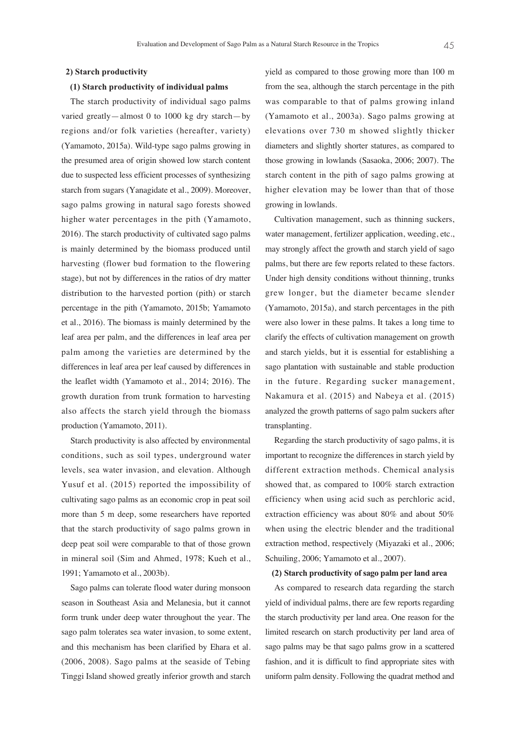### 2) Starch productivity

#### (1) Starch productivity of individual palms

The starch productivity of individual sago palms varied greatly—almost 0 to 1000 kg dry starch—by regions and/or folk varieties (hereafter, variety) (Yamamoto, 2015a). Wild-type sago palms growing in the presumed area of origin showed low starch content due to suspected less efficient processes of synthesizing starch from sugars (Yanagidate et al., 2009). Moreover, sago palms growing in natural sago forests showed higher water percentages in the pith (Yamamoto, 2016). The starch productivity of cultivated sago palms is mainly determined by the biomass produced until harvesting (flower bud formation to the flowering stage), but not by differences in the ratios of dry matter distribution to the harvested portion (pith) or starch percentage in the pith (Yamamoto, 2015b; Yamamoto et al., 2016). The biomass is mainly determined by the leaf area per palm, and the differences in leaf area per palm among the varieties are determined by the differences in leaf area per leaf caused by differences in the leaflet width (Yamamoto et al., 2014; 2016). The growth duration from trunk formation to harvesting also affects the starch yield through the biomass production (Yamamoto, 2011).

Starch productivity is also affected by environmental conditions, such as soil types, underground water levels, sea water invasion, and elevation. Although Yusuf et al. (2015) reported the impossibility of cultivating sago palms as an economic crop in peat soil more than 5 m deep, some researchers have reported that the starch productivity of sago palms grown in deep peat soil were comparable to that of those grown in mineral soil (Sim and Ahmed, 1978; Kueh et al., 1991; Yamamoto et al., 2003b).

Sago palms can tolerate flood water during monsoon season in Southeast Asia and Melanesia, but it cannot form trunk under deep water throughout the year. The sago palm tolerates sea water invasion, to some extent, and this mechanism has been clarified by Ehara et al. (2006, 2008). Sago palms at the seaside of Tebing Tinggi Island showed greatly inferior growth and starch yield as compared to those growing more than 100 m from the sea, although the starch percentage in the pith was comparable to that of palms growing inland (Yamamoto et al., 2003a). Sago palms growing at elevations over 730 m showed slightly thicker diameters and slightly shorter statures, as compared to those growing in lowlands (Sasaoka, 2006; 2007). The starch content in the pith of sago palms growing at higher elevation may be lower than that of those growing in lowlands.

Cultivation management, such as thinning suckers, water management, fertilizer application, weeding, etc., may strongly affect the growth and starch yield of sago palms, but there are few reports related to these factors. Under high density conditions without thinning, trunks grew longer, but the diameter became slender (Yamamoto, 2015a), and starch percentages in the pith were also lower in these palms. It takes a long time to clarify the effects of cultivation management on growth and starch yields, but it is essential for establishing a sago plantation with sustainable and stable production in the future. Regarding sucker management, Nakamura et al. (2015) and Nabeya et al. (2015) analyzed the growth patterns of sago palm suckers after transplanting.

Regarding the starch productivity of sago palms, it is important to recognize the differences in starch yield by different extraction methods. Chemical analysis showed that, as compared to 100% starch extraction efficiency when using acid such as perchloric acid, extraction efficiency was about 80% and about 50% when using the electric blender and the traditional extraction method, respectively (Miyazaki et al., 2006; Schuiling, 2006; Yamamoto et al., 2007).

#### (2) Starch productivity of sago palm per land area

As compared to research data regarding the starch yield of individual palms, there are few reports regarding the starch productivity per land area. One reason for the limited research on starch productivity per land area of sago palms may be that sago palms grow in a scattered fashion, and it is difficult to find appropriate sites with uniform palm density. Following the quadrat method and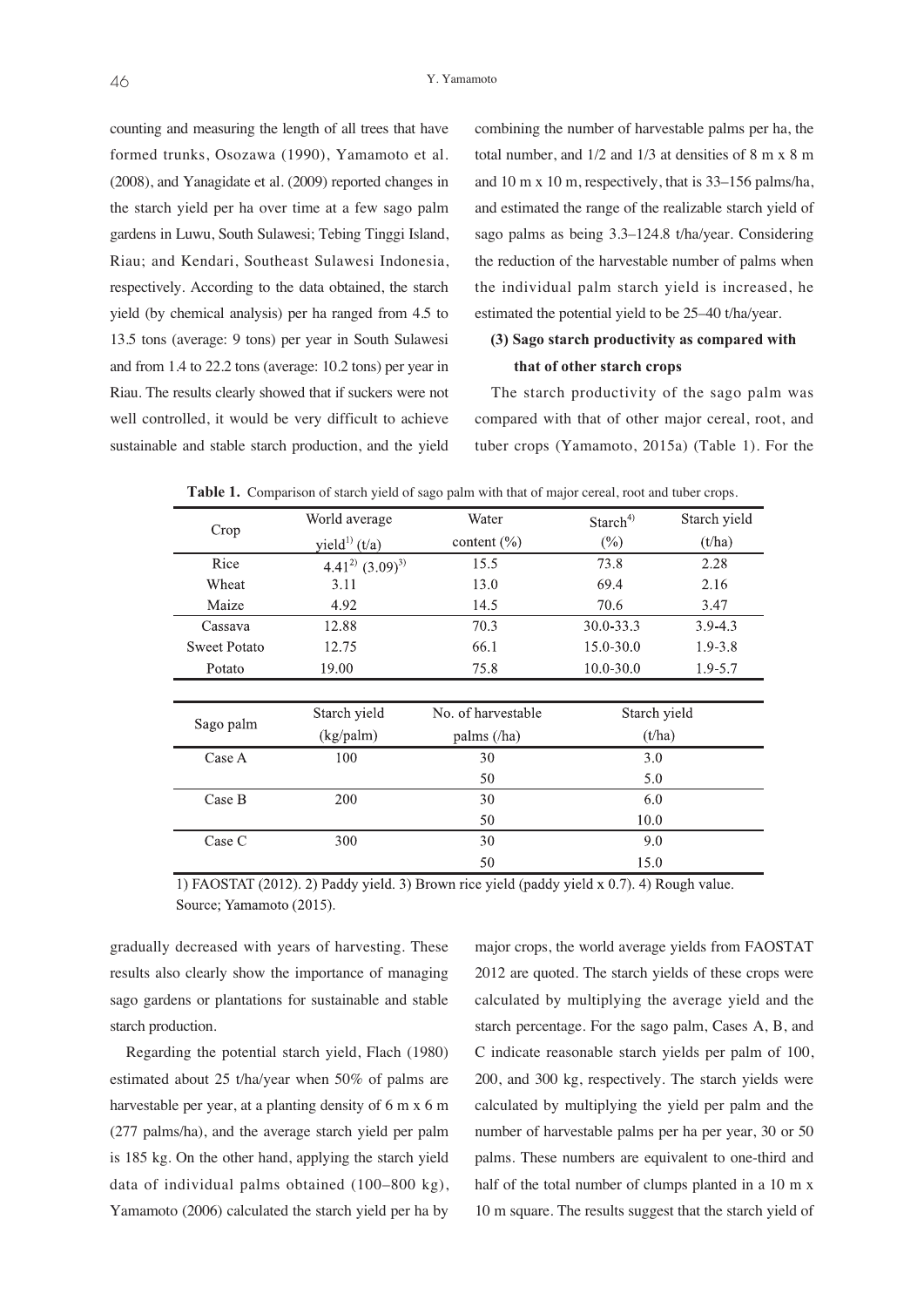counting and measuring the length of all trees that have formed trunks, Osozawa (1990), Yamamoto et al. (2008), and Yanagidate et al. (2009) reported changes in the starch yield per ha over time at a few sago palm gardens in Luwu, South Sulawesi; Tebing Tinggi Island, Riau; and Kendari, Southeast Sulawesi Indonesia, respectively. According to the data obtained, the starch yield (by chemical analysis) per ha ranged from 4.5 to 13.5 tons (average: 9 tons) per year in South Sulawesi and from 1.4 to 22.2 tons (average: 10.2 tons) per year in Riau. The results clearly showed that if suckers were not well controlled, it would be very difficult to achieve sustainable and stable starch production, and the yield gradually decreased with years of harvesting. These results also clearly show the importance of managing sago gardens or plantations for sustainable and stable starch production.

Regarding the potential starch yield, Flach (1980) estimated about 25 t/ha/year when 50% of palms are harvestable per year, at a planting density of 6 m x 6 m (277 palms/ha), and the average starch yield per palm is 185 kg. On the other hand, applying the starch yield data of individual palms obtained (100–800 kg), Yamamoto (2006) calculated the starch yield per ha by combining the number of harvestable palms per ha, the total number, and 1/2 and 1/3 at densities of 8 m x 8 m and 10 m x 10 m, respectively, that is 33–156 palms/ha, and estimated the range of the realizable starch yield of sago palms as being 3.3–124.8 t/ha/year. Considering the reduction of the harvestable number of palms when the individual palm starch yield is increased, he estimated the potential yield to be 25–40 t/ha/year.

### (3) Sago starch productivity as compared with that of other starch crops

The starch productivity of the sago palm was compared with that of other major cereal, root, and tuber crops (Yamamoto, 2015a) (Table 1). For the major crops, the world average yields from FAOSTAT 2012 are quoted. The starch yields of these crops were calculated by multiplying the average yield and the starch percentage. For the sago palm, Cases A, B, and C indicate reasonable starch yields per palm of 100, 200, and 300 kg, respectively. The starch yields were calculated by multiplying the yield per palm and the number of harvestable palms per ha per year, 30 or 50 palms. These numbers are equivalent to one-third and half of the total number of clumps planted in a 10 m x 10 m square. The results suggest that the starch yield of

**Table 1.** Comparison of starch yield of sago palm with that of major cereal, root and tuber crops.

| Crop | World average yield[1] (t/a) | Water content (%) | Starch[4] (%) | Starch yield (t/ha) |
|---|---|---|---|---|
| Rice | 4.41[2] (3.09)[3] | 15.5 | 73.8 | 2.28 |
| Wheat | 3.11 | 13.0 | 69.4 | 2.16 |
| Maize | 4.92 | 14.5 | 70.6 | 3.47 |
| Cassava | 12.88 | 70.3 | 30.0-33.3 | 3.9-4.3 |
| Sweet Potato | 12.75 | 66.1 | 15.0-30.0 | 1.9-3.8 |
| Potato | 19.00 | 75.8 | 10.0-30.0 | 1.9-5.7 |

| Sago palm | Starch yield (kg/palm) | No. of harvestable palms (/ha) | Starch yield (t/ha) |
|---|---|---|---|
| Case A | 100 | 30 | 3.0 |
| | | 50 | 5.0 |
| Case B | 200 | 30 | 6.0 |
| | | 50 | 10.0 |
| Case C | 300 | 30 | 9.0 |
| | | 50 | 15.0 |

1) FAOSTAT (2012). 2) Paddy yield. 3) Brown rice yield (paddy yield x 0.7). 4) Rough value.
Source; Yamamoto (2015).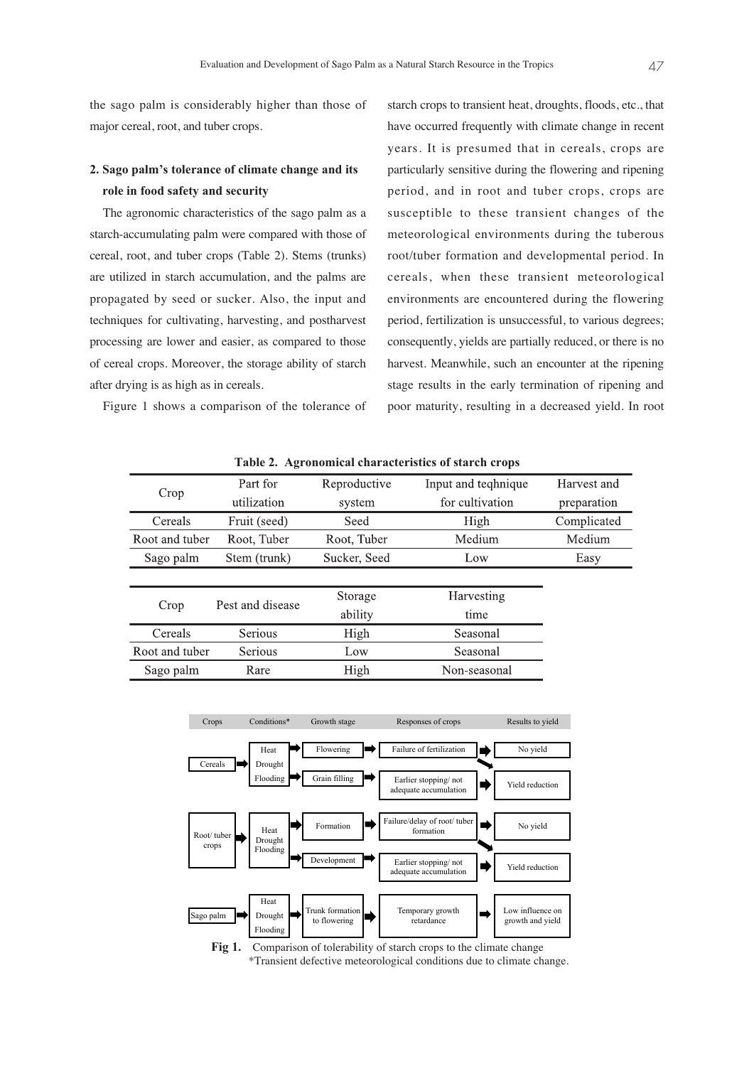the sago palm is considerably higher than those of major cereal, root, and tuber crops.

## 2. Sago palm's tolerance of climate change and its role in food safety and security

The agronomic characteristics of the sago palm as a starch-accumulating palm were compared with those of cereal, root, and tuber crops (Table 2). Stems (trunks) are utilized in starch accumulation, and the palms are propagated by seed or sucker. Also, the input and techniques for cultivating, harvesting, and postharvest processing are lower and easier, as compared to those of cereal crops. Moreover, the storage ability of starch after drying is as high as in cereals.

Figure 1 shows a comparison of the tolerance of starch crops to transient heat, droughts, floods, etc., that have occurred frequently with climate change in recent years. It is presumed that in cereals, crops are particularly sensitive during the flowering and ripening period, and in root and tuber crops, crops are susceptible to these transient changes of the meteorological environments during the tuberous root/tuber formation and developmental period. In cereals, when these transient meteorological environments are encountered during the flowering period, fertilization is unsuccessful, to various degrees; consequently, yields are partially reduced, or there is no harvest. Meanwhile, such an encounter at the ripening stage results in the early termination of ripening and poor maturity, resulting in a decreased yield. In root

**Table 2. Agronomical characteristics of starch crops**

| Crop | Part for utilization | Reproductive system | Input and teqhnique for cultivation | Harvest and preparation |
|---|---|---|---|---|
| Cereals | Fruit (seed) | Seed | High | Complicated |
| Root and tuber | Root, Tuber | Root, Tuber | Medium | Medium |
| Sago palm | Stem (trunk) | Sucker, Seed | Low | Easy |

| Crop | Pest and disease | Storage ability | Harvesting time |
|---|---|---|---|
| Cereals | Serious | High | Seasonal |
| Root and tuber | Serious | Low | Seasonal |
| Sago palm | Rare | High | Non-seasonal |

| Crops | Conditions* | Growth stage | Responses of crops | Results to yield |
|---|---|---|---|---|
| Cereals | Heat, Drought, Flooding | Flowering | Failure of fertilization | No yield |
| | | Grain filling | Earlier stopping/ not adequate accumulation | Yield reduction |
| Root/ tuber crops | Heat, Drought, Flooding | Formation | Failure/delay of root/ tuber formation | No yield |
| | | Development | Earlier stopping/ not adequate accumulation | Yield reduction |
| Sago palm | Heat, Drought, Flooding | Trunk formation to flowering | Temporary growth retardance | Low influence on growth and yield |

**Fig 1.** Comparison of tolerability of starch crops to the climate change
*Transient defective meteorological conditions due to climate change.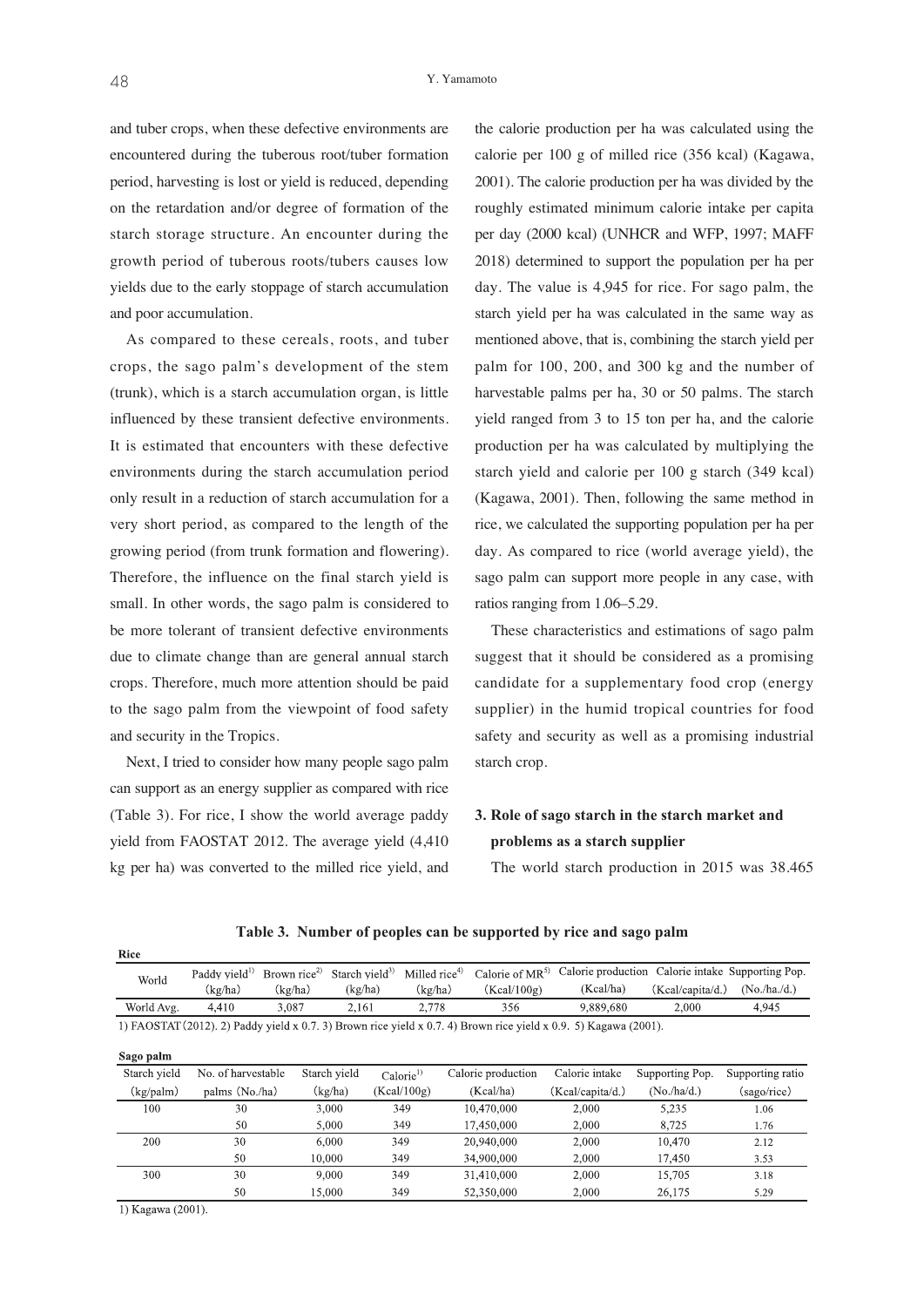and tuber crops, when these defective environments are encountered during the tuberous root/tuber formation period, harvesting is lost or yield is reduced, depending on the retardation and/or degree of formation of the starch storage structure. An encounter during the growth period of tuberous roots/tubers causes low yields due to the early stoppage of starch accumulation and poor accumulation.

As compared to these cereals, roots, and tuber crops, the sago palm's development of the stem (trunk), which is a starch accumulation organ, is little influenced by these transient defective environments. It is estimated that encounters with these defective environments during the starch accumulation period only result in a reduction of starch accumulation for a very short period, as compared to the length of the growing period (from trunk formation and flowering). Therefore, the influence on the final starch yield is small. In other words, the sago palm is considered to be more tolerant of transient defective environments due to climate change than are general annual starch crops. Therefore, much more attention should be paid to the sago palm from the viewpoint of food safety and security in the Tropics.

Next, I tried to consider how many people sago palm can support as an energy supplier as compared with rice (Table 3). For rice, I show the world average paddy yield from FAOSTAT 2012. The average yield (4,410 kg per ha) was converted to the milled rice yield, and the calorie production per ha was calculated using the calorie per 100 g of milled rice (356 kcal) (Kagawa, 2001). The calorie production per ha was divided by the roughly estimated minimum calorie intake per capita per day (2000 kcal) (UNHCR and WFP, 1997; MAFF 2018) determined to support the population per ha per day. The value is 4,945 for rice. For sago palm, the starch yield per ha was calculated in the same way as mentioned above, that is, combining the starch yield per palm for 100, 200, and 300 kg and the number of harvestable palms per ha, 30 or 50 palms. The starch yield ranged from 3 to 15 ton per ha, and the calorie production per ha was calculated by multiplying the starch yield and calorie per 100 g starch (349 kcal) (Kagawa, 2001). Then, following the same method in rice, we calculated the supporting population per ha per day. As compared to rice (world average yield), the sago palm can support more people in any case, with ratios ranging from 1.06–5.29.

These characteristics and estimations of sago palm suggest that it should be considered as a promising candidate for a supplementary food crop (energy supplier) in the humid tropical countries for food safety and security as well as a promising industrial starch crop.

## 3. Role of sago starch in the starch market and problems as a starch supplier

The world starch production in 2015 was 38.465

**Table 3. Number of peoples can be supported by rice and sago palm**

**Rice**

| World | Paddy yield[1] (kg/ha) | Brown rice[2] (kg/ha) | Starch yield[3] (kg/ha) | Milled rice[4] (kg/ha) | Calorie of MR[5] (Kcal/100g) | Calorie production (Kcal/ha) | Calorie intake (Kcal/capita/d.) | Supporting Pop. (No./ha./d.) |
|---|---|---|---|---|---|---|---|---|
| World Avg. | 4,410 | 3,087 | 2,161 | 2,778 | 356 | 9,889,680 | 2,000 | 4,945 |

1) FAOSTAT (2012). 2) Paddy yield x 0.7. 3) Brown rice yield x 0.7. 4) Brown rice yield x 0.9. 5) Kagawa (2001).

**Sago palm**

| Starch yield (kg/palm) | No. of harvestable palms (No./ha) | Starch yield (kg/ha) | Calorie[1] (Kcal/100g) | Calorie production (Kcal/ha) | Calorie intake (Kcal/capita/d.) | Supporting Pop. (No./ha/d.) | Supporting ratio (sago/rice) |
|---|---|---|---|---|---|---|---|
| 100 | 30 | 3,000 | 349 | 10,470,000 | 2,000 | 5,235 | 1.06 |
| | 50 | 5,000 | 349 | 17,450,000 | 2,000 | 8,725 | 1.76 |
| 200 | 30 | 6,000 | 349 | 20,940,000 | 2,000 | 10,470 | 2.12 |
| | 50 | 10,000 | 349 | 34,900,000 | 2,000 | 17,450 | 3.53 |
| 300 | 30 | 9,000 | 349 | 31,410,000 | 2,000 | 15,705 | 3.18 |
| | 50 | 15,000 | 349 | 52,350,000 | 2,000 | 26,175 | 5.29 |

1) Kagawa (2001).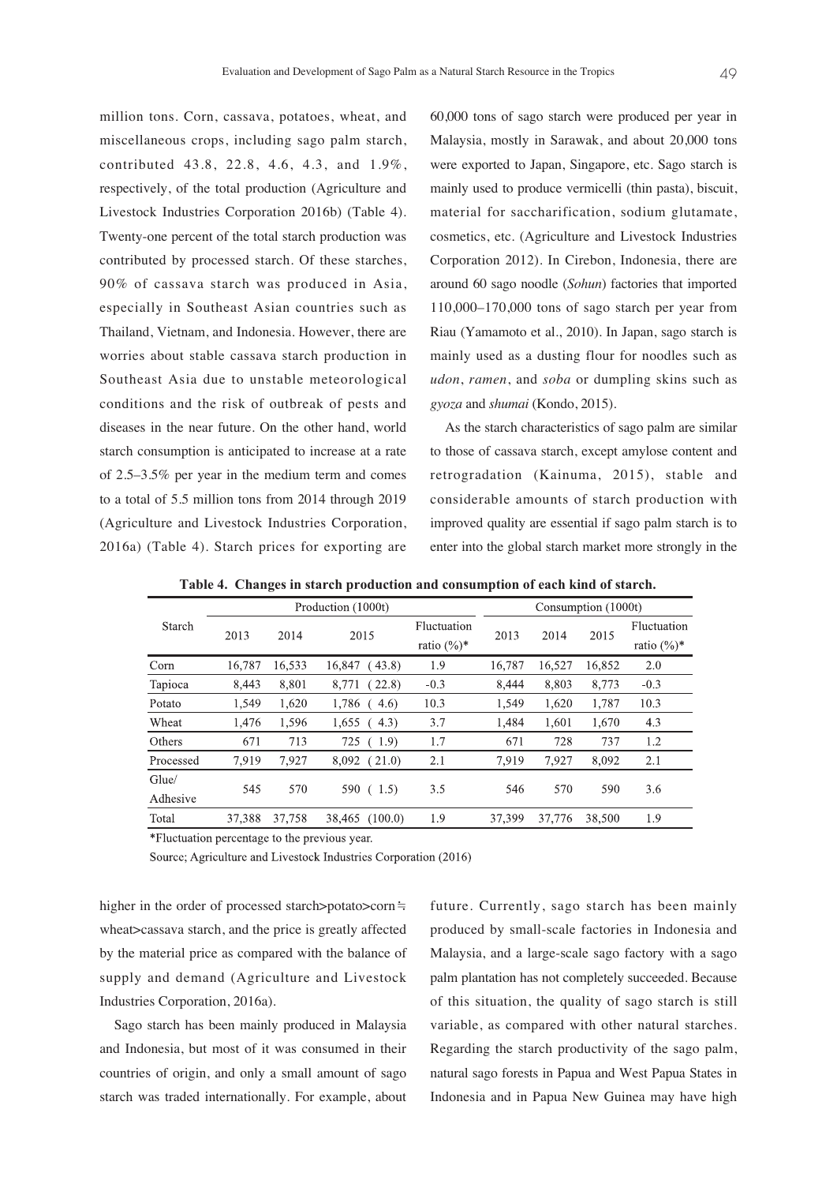million tons. Corn, cassava, potatoes, wheat, and miscellaneous crops, including sago palm starch, contributed 43.8, 22.8, 4.6, 4.3, and 1.9%, respectively, of the total production (Agriculture and Livestock Industries Corporation 2016b) (Table 4). Twenty-one percent of the total starch production was contributed by processed starch. Of these starches, 90% of cassava starch was produced in Asia, especially in Southeast Asian countries such as Thailand, Vietnam, and Indonesia. However, there are worries about stable cassava starch production in Southeast Asia due to unstable meteorological conditions and the risk of outbreak of pests and diseases in the near future. On the other hand, world starch consumption is anticipated to increase at a rate of 2.5–3.5% per year in the medium term and comes to a total of 5.5 million tons from 2014 through 2019 (Agriculture and Livestock Industries Corporation, 2016a) (Table 4). Starch prices for exporting are higher in the order of processed starch>potato>corn≒wheat>cassava starch, and the price is greatly affected by the material price as compared with the balance of supply and demand (Agriculture and Livestock Industries Corporation, 2016a).

Sago starch has been mainly produced in Malaysia and Indonesia, but most of it was consumed in their countries of origin, and only a small amount of sago starch was traded internationally. For example, about 60,000 tons of sago starch were produced per year in Malaysia, mostly in Sarawak, and about 20,000 tons were exported to Japan, Singapore, etc. Sago starch is mainly used to produce vermicelli (thin pasta), biscuit, material for saccharification, sodium glutamate, cosmetics, etc. (Agriculture and Livestock Industries Corporation 2012). In Cirebon, Indonesia, there are around 60 sago noodle (*Sohun*) factories that imported 110,000–170,000 tons of sago starch per year from Riau (Yamamoto et al., 2010). In Japan, sago starch is mainly used as a dusting flour for noodles such as *udon*, *ramen*, and *soba* or dumpling skins such as *gyoza* and *shumai* (Kondo, 2015).

As the starch characteristics of sago palm are similar to those of cassava starch, except amylose content and retrogradation (Kainuma, 2015), stable and considerable amounts of starch production with improved quality are essential if sago palm starch is to enter into the global starch market more strongly in the future. Currently, sago starch has been mainly produced by small-scale factories in Indonesia and Malaysia, and a large-scale sago factory with a sago palm plantation has not completely succeeded. Because of this situation, the quality of sago starch is still variable, as compared with other natural starches. Regarding the starch productivity of the sago palm, natural sago forests in Papua and West Papua States in Indonesia and in Papua New Guinea may have high

**Table 4. Changes in starch production and consumption of each kind of starch.**

| Starch | Production (1000t) | | | | Consumption (1000t) | | | |
|---|---|---|---|---|---|---|---|---|
| | 2013 | 2014 | 2015 | Fluctuation ratio (%)* | 2013 | 2014 | 2015 | Fluctuation ratio (%)* |
| Corn | 16,787 | 16,533 | 16,847 (43.8) | 1.9 | 16,787 | 16,527 | 16,852 | 2.0 |
| Tapioca | 8,443 | 8,801 | 8,771 (22.8) | -0.3 | 8,444 | 8,803 | 8,773 | -0.3 |
| Potato | 1,549 | 1,620 | 1,786 (4.6) | 10.3 | 1,549 | 1,620 | 1,787 | 10.3 |
| Wheat | 1,476 | 1,596 | 1,655 (4.3) | 3.7 | 1,484 | 1,601 | 1,670 | 4.3 |
| Others | 671 | 713 | 725 (1.9) | 1.7 | 671 | 728 | 737 | 1.2 |
| Processed | 7,919 | 7,927 | 8,092 (21.0) | 2.1 | 7,919 | 7,927 | 8,092 | 2.1 |
| Glue/ Adhesive | 545 | 570 | 590 (1.5) | 3.5 | 546 | 570 | 590 | 3.6 |
| Total | 37,388 | 37,758 | 38,465 (100.0) | 1.9 | 37,399 | 37,776 | 38,500 | 1.9 |

*Fluctuation percentage to the previous year.

Source; Agriculture and Livestock Industries Corporation (2016)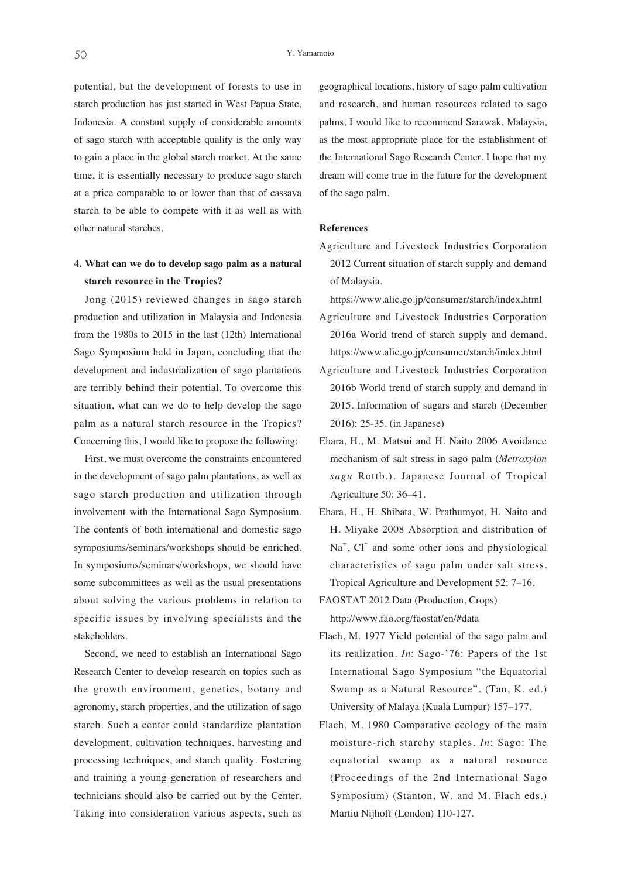potential, but the development of forests to use in starch production has just started in West Papua State, Indonesia. A constant supply of considerable amounts of sago starch with acceptable quality is the only way to gain a place in the global starch market. At the same time, it is essentially necessary to produce sago starch at a price comparable to or lower than that of cassava starch to be able to compete with it as well as with other natural starches.

## 4. What can we do to develop sago palm as a natural starch resource in the Tropics?

Jong (2015) reviewed changes in sago starch production and utilization in Malaysia and Indonesia from the 1980s to 2015 in the last (12th) International Sago Symposium held in Japan, concluding that the development and industrialization of sago plantations are terribly behind their potential. To overcome this situation, what can we do to help develop the sago palm as a natural starch resource in the Tropics? Concerning this, I would like to propose the following:

First, we must overcome the constraints encountered in the development of sago palm plantations, as well as sago starch production and utilization through involvement with the International Sago Symposium. The contents of both international and domestic sago symposiums/seminars/workshops should be enriched. In symposiums/seminars/workshops, we should have some subcommittees as well as the usual presentations about solving the various problems in relation to specific issues by involving specialists and the stakeholders.

Second, we need to establish an International Sago Research Center to develop research on topics such as the growth environment, genetics, botany and agronomy, starch properties, and the utilization of sago starch. Such a center could standardize plantation development, cultivation techniques, harvesting and processing techniques, and starch quality. Fostering and training a young generation of researchers and technicians should also be carried out by the Center. Taking into consideration various aspects, such as geographical locations, history of sago palm cultivation and research, and human resources related to sago palms, I would like to recommend Sarawak, Malaysia, as the most appropriate place for the establishment of the International Sago Research Center. I hope that my dream will come true in the future for the development of the sago palm.

## References

Agriculture and Livestock Industries Corporation 2012 Current situation of starch supply and demand of Malaysia. https://www.alic.go.jp/consumer/starch/index.html

Agriculture and Livestock Industries Corporation 2016a World trend of starch supply and demand. https://www.alic.go.jp/consumer/starch/index.html

Agriculture and Livestock Industries Corporation 2016b World trend of starch supply and demand in 2015. Information of sugars and starch (December 2016): 25-35. (in Japanese)

Ehara, H., M. Matsui and H. Naito 2006 Avoidance mechanism of salt stress in sago palm (*Metroxylon sagu* Rottb.). Japanese Journal of Tropical Agriculture 50: 36–41.

Ehara, H., H. Shibata, W. Prathumyot, H. Naito and H. Miyake 2008 Absorption and distribution of $Na^+$, $Cl^-$ and some other ions and physiological characteristics of sago palm under salt stress. Tropical Agriculture and Development 52: 7–16.

FAOSTAT 2012 Data (Production, Crops) http://www.fao.org/faostat/en/#data

Flach, M. 1977 Yield potential of the sago palm and its realization. *In*: Sago-'76: Papers of the 1st International Sago Symposium "the Equatorial Swamp as a Natural Resource". (Tan, K. ed.) University of Malaya (Kuala Lumpur) 157–177.

Flach, M. 1980 Comparative ecology of the main moisture-rich starchy staples. *In*; Sago: The equatorial swamp as a natural resource (Proceedings of the 2nd International Sago Symposium) (Stanton, W. and M. Flach eds.) Martiu Nijhoff (London) 110-127.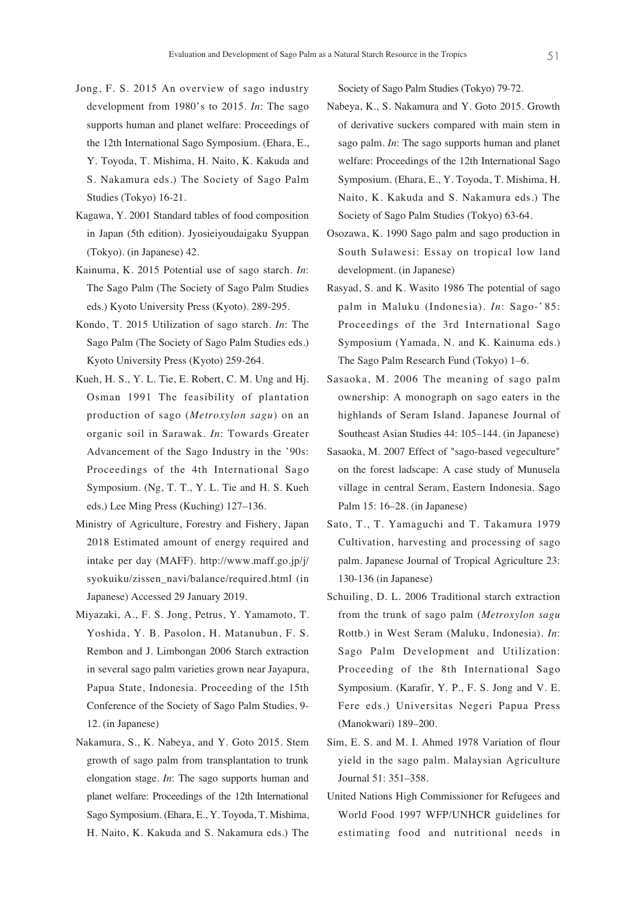Jong, F. S. 2015 An overview of sago industry development from 1980's to 2015. *In*: The sago supports human and planet welfare: Proceedings of the 12th International Sago Symposium. (Ehara, E., Y. Toyoda, T. Mishima, H. Naito, K. Kakuda and S. Nakamura eds.) The Society of Sago Palm Studies (Tokyo) 16-21.

Kagawa, Y. 2001 Standard tables of food composition in Japan (5th edition). Jyosieiyoudaigaku Syuppan (Tokyo). (in Japanese) 42.

Kainuma, K. 2015 Potential use of sago starch. *In*: The Sago Palm (The Society of Sago Palm Studies eds.) Kyoto University Press (Kyoto). 289-295.

Kondo, T. 2015 Utilization of sago starch. *In*: The Sago Palm (The Society of Sago Palm Studies eds.) Kyoto University Press (Kyoto) 259-264.

Kueh, H. S., Y. L. Tie, E. Robert, C. M. Ung and Hj. Osman 1991 The feasibility of plantation production of sago (*Metroxylon sagu*) on an organic soil in Sarawak. *In*: Towards Greater Advancement of the Sago Industry in the '90s: Proceedings of the 4th International Sago Symposium. (Ng, T. T., Y. L. Tie and H. S. Kueh eds.) Lee Ming Press (Kuching) 127–136.

Ministry of Agriculture, Forestry and Fishery, Japan 2018 Estimated amount of energy required and intake per day (MAFF). http://www.maff.go.jp/j/syokuiku/zissen_navi/balance/required.html (in Japanese) Accessed 29 January 2019.

Miyazaki, A., F. S. Jong, Petrus, Y. Yamamoto, T. Yoshida, Y. B. Pasolon, H. Matanubun, F. S. Rembon and J. Limbongan 2006 Starch extraction in several sago palm varieties grown near Jayapura, Papua State, Indonesia. Proceeding of the 15th Conference of the Society of Sago Palm Studies, 9-12. (in Japanese)

Nakamura, S., K. Nabeya, and Y. Goto 2015. Stem growth of sago palm from transplantation to trunk elongation stage. *In*: The sago supports human and planet welfare: Proceedings of the 12th International Sago Symposium. (Ehara, E., Y. Toyoda, T. Mishima, H. Naito, K. Kakuda and S. Nakamura eds.) The Society of Sago Palm Studies (Tokyo) 79-72.

Nabeya, K., S. Nakamura and Y. Goto 2015. Growth of derivative suckers compared with main stem in sago palm. *In*: The sago supports human and planet welfare: Proceedings of the 12th International Sago Symposium. (Ehara, E., Y. Toyoda, T. Mishima, H. Naito, K. Kakuda and S. Nakamura eds.) The Society of Sago Palm Studies (Tokyo) 63-64.

Osozawa, K. 1990 Sago palm and sago production in South Sulawesi: Essay on tropical low land development. (in Japanese)

Rasyad, S. and K. Wasito 1986 The potential of sago palm in Maluku (Indonesia). *In*: Sago-'85: Proceedings of the 3rd International Sago Symposium (Yamada, N. and K. Kainuma eds.) The Sago Palm Research Fund (Tokyo) 1–6.

Sasaoka, M. 2006 The meaning of sago palm ownership: A monograph on sago eaters in the highlands of Seram Island. Japanese Journal of Southeast Asian Studies 44: 105–144. (in Japanese)

Sasaoka, M. 2007 Effect of "sago-based vegeculture" on the forest ladscape: A case study of Munusela village in central Seram, Eastern Indonesia. Sago Palm 15: 16–28. (in Japanese)

Sato, T., T. Yamaguchi and T. Takamura 1979 Cultivation, harvesting and processing of sago palm. Japanese Journal of Tropical Agriculture 23: 130-136 (in Japanese)

Schuiling, D. L. 2006 Traditional starch extraction from the trunk of sago palm (*Metroxylon sagu* Rottb.) in West Seram (Maluku, Indonesia). *In*: Sago Palm Development and Utilization: Proceeding of the 8th International Sago Symposium. (Karafir, Y. P., F. S. Jong and V. E. Fere eds.) Universitas Negeri Papua Press (Manokwari) 189–200.

Sim, E. S. and M. I. Ahmed 1978 Variation of flour yield in the sago palm. Malaysian Agriculture Journal 51: 351–358.

United Nations High Commissioner for Refugees and World Food 1997 WFP/UNHCR guidelines for estimating food and nutritional needs in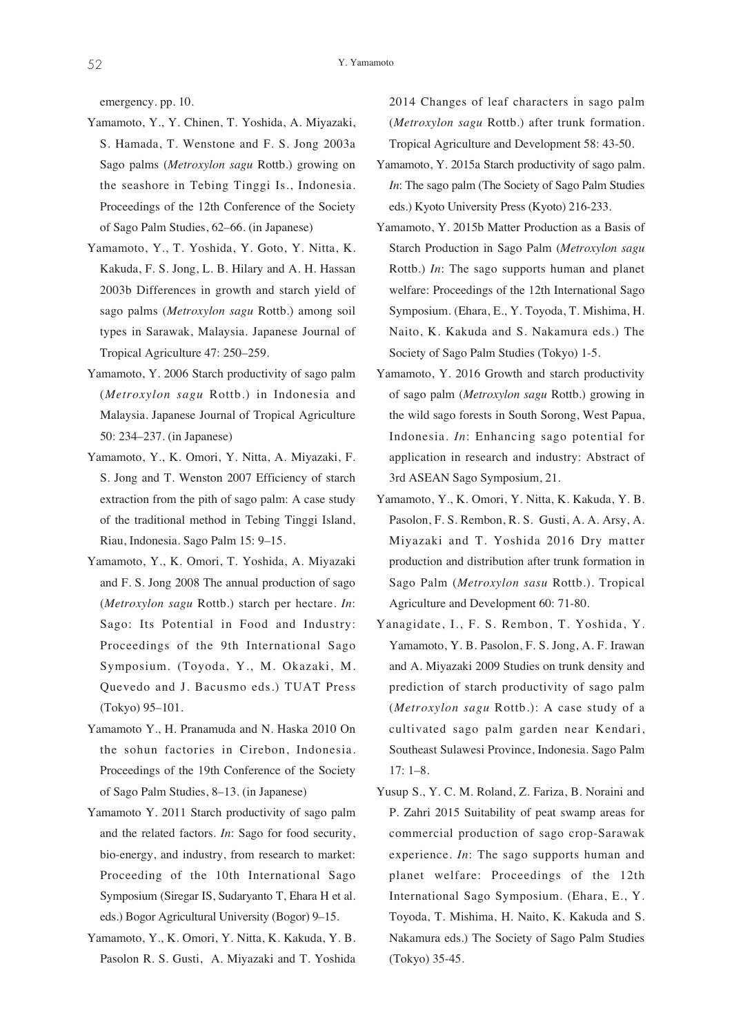emergency. pp. 10.

Yamamoto, Y., Y. Chinen, T. Yoshida, A. Miyazaki, S. Hamada, T. Wenstone and F. S. Jong 2003a Sago palms (*Metroxylon sagu* Rottb.) growing on the seashore in Tebing Tinggi Is., Indonesia. Proceedings of the 12th Conference of the Society of Sago Palm Studies, 62–66. (in Japanese)

Yamamoto, Y., T. Yoshida, Y. Goto, Y. Nitta, K. Kakuda, F. S. Jong, L. B. Hilary and A. H. Hassan 2003b Differences in growth and starch yield of sago palms (*Metroxylon sagu* Rottb.) among soil types in Sarawak, Malaysia. Japanese Journal of Tropical Agriculture 47: 250–259.

Yamamoto, Y. 2006 Starch productivity of sago palm (*Metroxylon sagu* Rottb.) in Indonesia and Malaysia. Japanese Journal of Tropical Agriculture 50: 234–237. (in Japanese)

Yamamoto, Y., K. Omori, Y. Nitta, A. Miyazaki, F. S. Jong and T. Wenston 2007 Efficiency of starch extraction from the pith of sago palm: A case study of the traditional method in Tebing Tinggi Island, Riau, Indonesia. Sago Palm 15: 9–15.

Yamamoto, Y., K. Omori, T. Yoshida, A. Miyazaki and F. S. Jong 2008 The annual production of sago (*Metroxylon sagu* Rottb.) starch per hectare. *In*: Sago: Its Potential in Food and Industry: Proceedings of the 9th International Sago Symposium. (Toyoda, Y., M. Okazaki, M. Quevedo and J. Bacusmo eds.) TUAT Press (Tokyo) 95–101.

Yamamoto Y., H. Pranamuda and N. Haska 2010 On the sohun factories in Cirebon, Indonesia. Proceedings of the 19th Conference of the Society of Sago Palm Studies, 8–13. (in Japanese)

Yamamoto Y. 2011 Starch productivity of sago palm and the related factors. *In*: Sago for food security, bio-energy, and industry, from research to market: Proceeding of the 10th International Sago Symposium (Siregar IS, Sudaryanto T, Ehara H et al. eds.) Bogor Agricultural University (Bogor) 9–15.

Yamamoto, Y., K. Omori, Y. Nitta, K. Kakuda, Y. B. Pasolon R. S. Gusti, A. Miyazaki and T. Yoshida 2014 Changes of leaf characters in sago palm (*Metroxylon sagu* Rottb.) after trunk formation. Tropical Agriculture and Development 58: 43-50.

Yamamoto, Y. 2015a Starch productivity of sago palm. *In*: The sago palm (The Society of Sago Palm Studies eds.) Kyoto University Press (Kyoto) 216-233.

Yamamoto, Y. 2015b Matter Production as a Basis of Starch Production in Sago Palm (*Metroxylon sagu* Rottb.) *In*: The sago supports human and planet welfare: Proceedings of the 12th International Sago Symposium. (Ehara, E., Y. Toyoda, T. Mishima, H. Naito, K. Kakuda and S. Nakamura eds.) The Society of Sago Palm Studies (Tokyo) 1-5.

Yamamoto, Y. 2016 Growth and starch productivity of sago palm (*Metroxylon sagu* Rottb.) growing in the wild sago forests in South Sorong, West Papua, Indonesia. *In*: Enhancing sago potential for application in research and industry: Abstract of 3rd ASEAN Sago Symposium, 21.

Yamamoto, Y., K. Omori, Y. Nitta, K. Kakuda, Y. B. Pasolon, F. S. Rembon, R. S. Gusti, A. A. Arsy, A. Miyazaki and T. Yoshida 2016 Dry matter production and distribution after trunk formation in Sago Palm (*Metroxylon sasu* Rottb.). Tropical Agriculture and Development 60: 71-80.

Yanagidate, I., F. S. Rembon, T. Yoshida, Y. Yamamoto, Y. B. Pasolon, F. S. Jong, A. F. Irawan and A. Miyazaki 2009 Studies on trunk density and prediction of starch productivity of sago palm (*Metroxylon sagu* Rottb.): A case study of a cultivated sago palm garden near Kendari, Southeast Sulawesi Province, Indonesia. Sago Palm 17: 1–8.

Yusup S., Y. C. M. Roland, Z. Fariza, B. Noraini and P. Zahri 2015 Suitability of peat swamp areas for commercial production of sago crop-Sarawak experience. *In*: The sago supports human and planet welfare: Proceedings of the 12th International Sago Symposium. (Ehara, E., Y. Toyoda, T. Mishima, H. Naito, K. Kakuda and S. Nakamura eds.) The Society of Sago Palm Studies (Tokyo) 35-45.